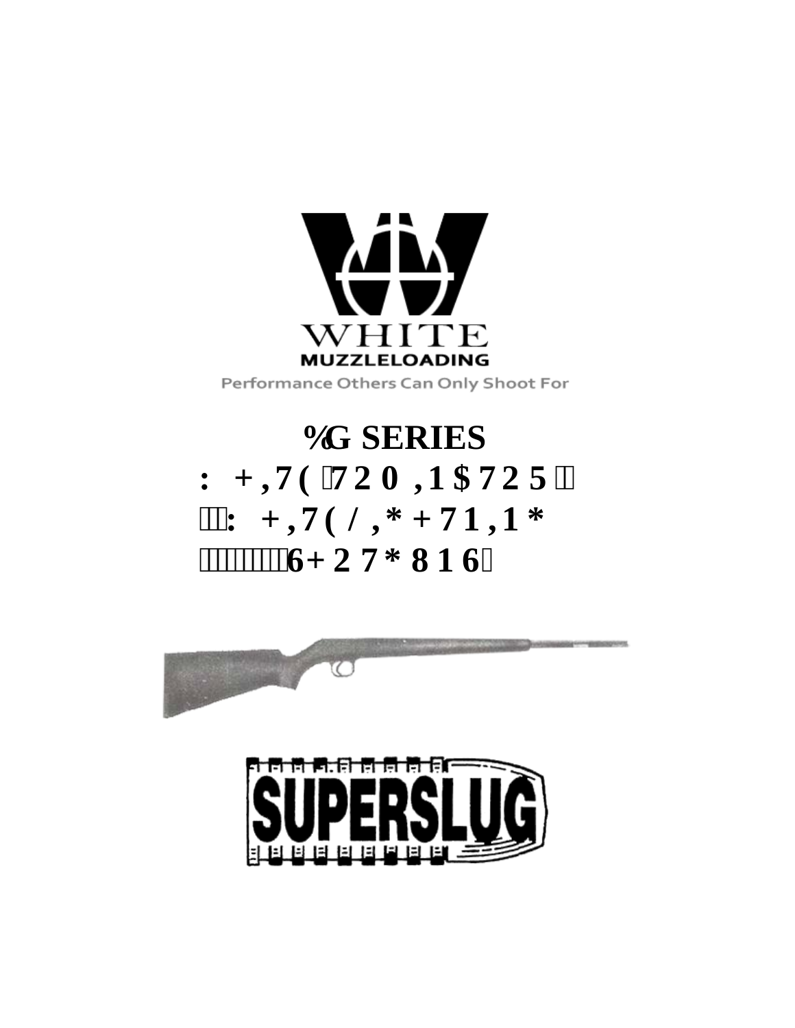WHITE

MUZZLELOADING

Performance Others Can Only Shoot For

# BG SERIES

# WHITE TOMINATOR

# WHITE LIGHTNING

# SHOTGUNS

SUPERSLUG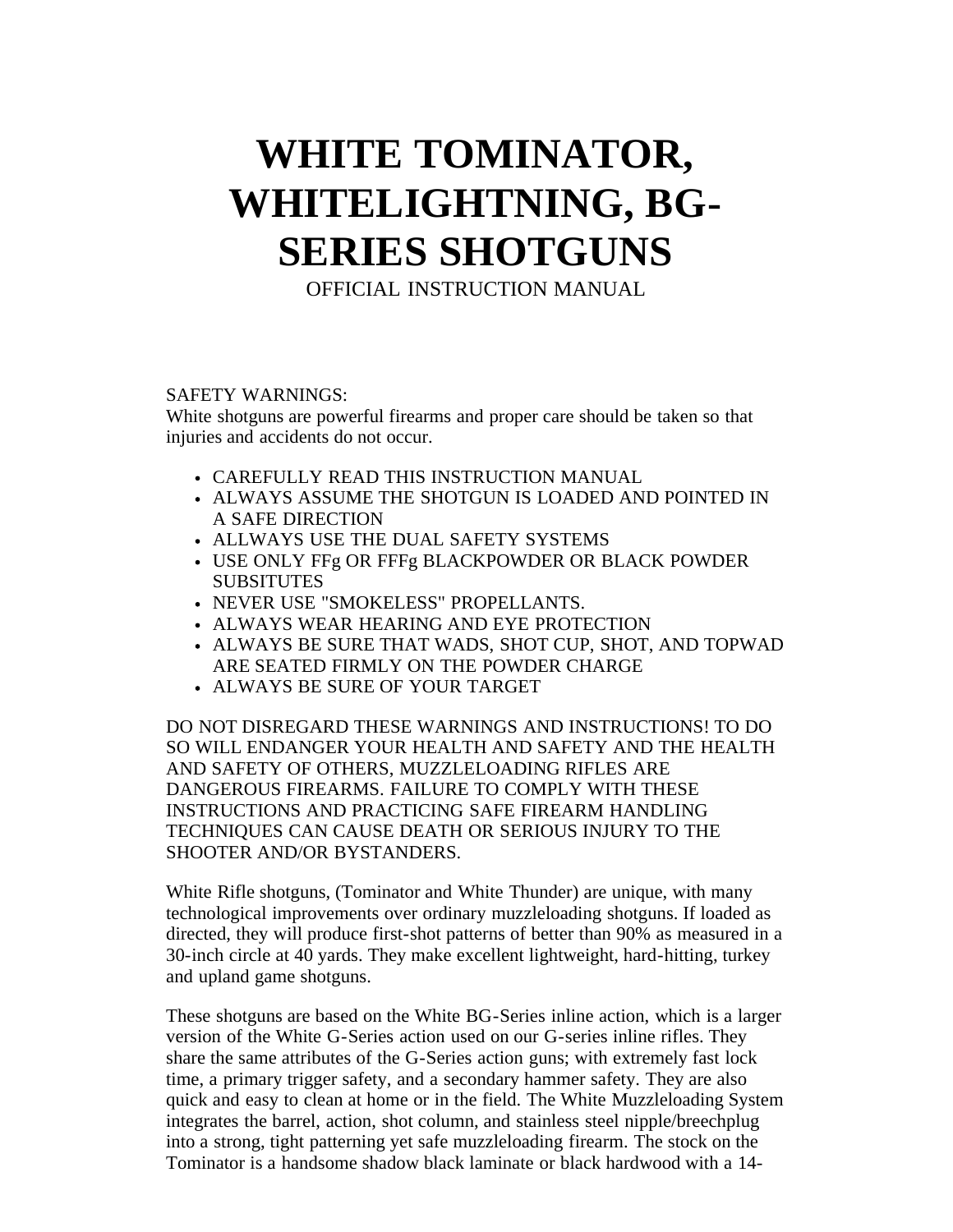# WHITE TOMINATOR, WHITELIGHTNING, BG-SERIES SHOTGUNS

OFFICIAL INSTRUCTION MANUAL

SAFETY WARNINGS:
White shotguns are powerful firearms and proper care should be taken so that injuries and accidents do not occur.

- CAREFULLY READ THIS INSTRUCTION MANUAL
- ALWAYS ASSUME THE SHOTGUN IS LOADED AND POINTED IN A SAFE DIRECTION
- ALLWAYS USE THE DUAL SAFETY SYSTEMS
- USE ONLY FFg OR FFFg BLACKPOWDER OR BLACK POWDER SUBSITUTES
- NEVER USE "SMOKELESS" PROPELLANTS.
- ALWAYS WEAR HEARING AND EYE PROTECTION
- ALWAYS BE SURE THAT WADS, SHOT CUP, SHOT, AND TOPWAD ARE SEATED FIRMLY ON THE POWDER CHARGE
- ALWAYS BE SURE OF YOUR TARGET

DO NOT DISREGARD THESE WARNINGS AND INSTRUCTIONS! TO DO SO WILL ENDANGER YOUR HEALTH AND SAFETY AND THE HEALTH AND SAFETY OF OTHERS, MUZZLELOADING RIFLES ARE DANGEROUS FIREARMS. FAILURE TO COMPLY WITH THESE INSTRUCTIONS AND PRACTICING SAFE FIREARM HANDLING TECHNIQUES CAN CAUSE DEATH OR SERIOUS INJURY TO THE SHOOTER AND/OR BYSTANDERS.

White Rifle shotguns, (Tominator and White Thunder) are unique, with many technological improvements over ordinary muzzleloading shotguns. If loaded as directed, they will produce first-shot patterns of better than 90% as measured in a 30-inch circle at 40 yards. They make excellent lightweight, hard-hitting, turkey and upland game shotguns.

These shotguns are based on the White BG-Series inline action, which is a larger version of the White G-Series action used on our G-series inline rifles. They share the same attributes of the G-Series action guns; with extremely fast lock time, a primary trigger safety, and a secondary hammer safety. They are also quick and easy to clean at home or in the field. The White Muzzleloading System integrates the barrel, action, shot column, and stainless steel nipple/breechplug into a strong, tight patterning yet safe muzzleloading firearm. The stock on the Tominator is a handsome shadow black laminate or black hardwood with a 14-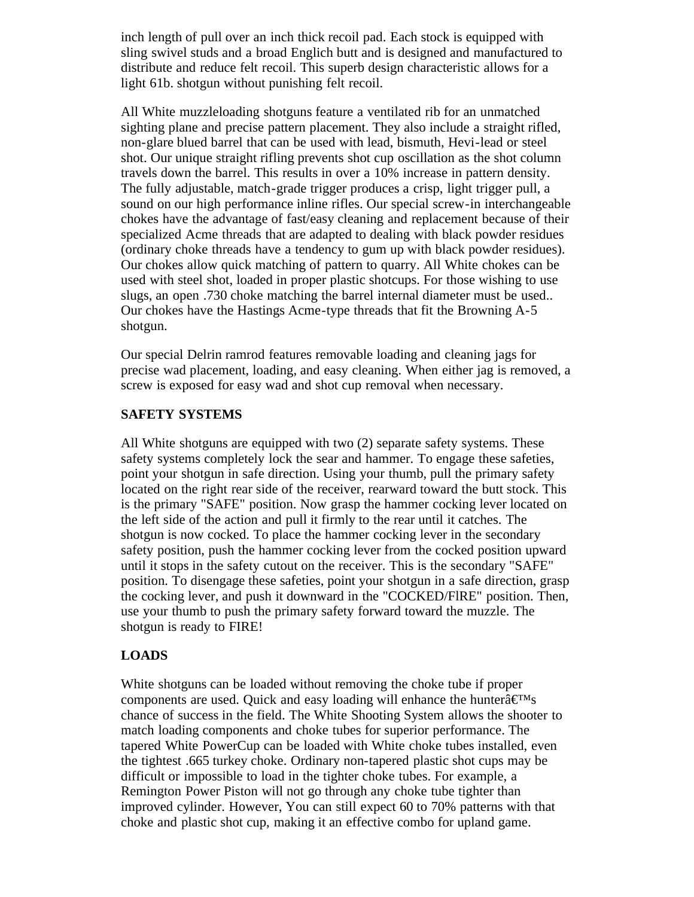inch length of pull over an inch thick recoil pad. Each stock is equipped with sling swivel studs and a broad Englich butt and is designed and manufactured to distribute and reduce felt recoil. This superb design characteristic allows for a light 61b. shotgun without punishing felt recoil.

All White muzzleloading shotguns feature a ventilated rib for an unmatched sighting plane and precise pattern placement. They also include a straight rifled, non-glare blued barrel that can be used with lead, bismuth, Hevi-lead or steel shot. Our unique straight rifling prevents shot cup oscillation as the shot column travels down the barrel. This results in over a 10% increase in pattern density. The fully adjustable, match-grade trigger produces a crisp, light trigger pull, a sound on our high performance inline rifles. Our special screw-in interchangeable chokes have the advantage of fast/easy cleaning and replacement because of their specialized Acme threads that are adapted to dealing with black powder residues (ordinary choke threads have a tendency to gum up with black powder residues). Our chokes allow quick matching of pattern to quarry. All White chokes can be used with steel shot, loaded in proper plastic shotcups. For those wishing to use slugs, an open .730 choke matching the barrel internal diameter must be used.. Our chokes have the Hastings Acme-type threads that fit the Browning A-5 shotgun.

Our special Delrin ramrod features removable loading and cleaning jags for precise wad placement, loading, and easy cleaning. When either jag is removed, a screw is exposed for easy wad and shot cup removal when necessary.

**SAFETY SYSTEMS**

All White shotguns are equipped with two (2) separate safety systems. These safety systems completely lock the sear and hammer. To engage these safeties, point your shotgun in safe direction. Using your thumb, pull the primary safety located on the right rear side of the receiver, rearward toward the butt stock. This is the primary "SAFE" position. Now grasp the hammer cocking lever located on the left side of the action and pull it firmly to the rear until it catches. The shotgun is now cocked. To place the hammer cocking lever in the secondary safety position, push the hammer cocking lever from the cocked position upward until it stops in the safety cutout on the receiver. This is the secondary "SAFE" position. To disengage these safeties, point your shotgun in a safe direction, grasp the cocking lever, and push it downward in the "COCKED/FlRE" position. Then, use your thumb to push the primary safety forward toward the muzzle. The shotgun is ready to FIRE!

**LOADS**

White shotguns can be loaded without removing the choke tube if proper components are used. Quick and easy loading will enhance the hunterâ€™s chance of success in the field. The White Shooting System allows the shooter to match loading components and choke tubes for superior performance. The tapered White PowerCup can be loaded with White choke tubes installed, even the tightest .665 turkey choke. Ordinary non-tapered plastic shot cups may be difficult or impossible to load in the tighter choke tubes. For example, a Remington Power Piston will not go through any choke tube tighter than improved cylinder. However, You can still expect 60 to 70% patterns with that choke and plastic shot cup, making it an effective combo for upland game.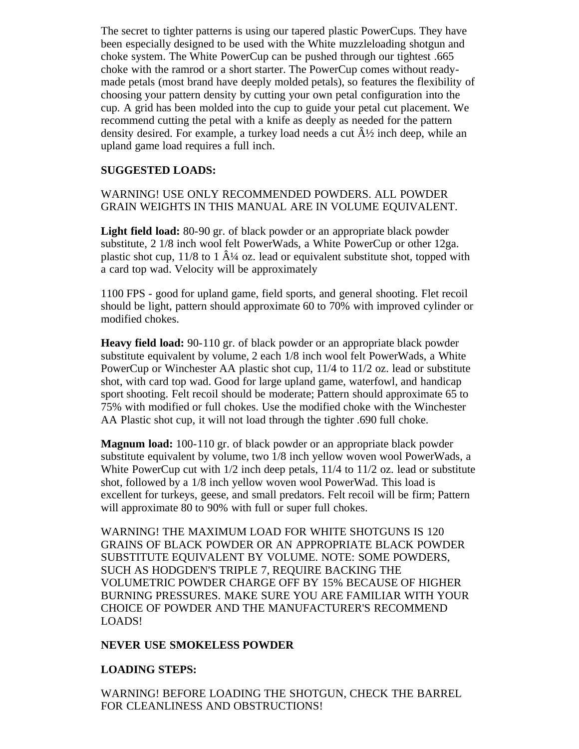The secret to tighter patterns is using our tapered plastic PowerCups. They have been especially designed to be used with the White muzzleloading shotgun and choke system. The White PowerCup can be pushed through our tightest .665 choke with the ramrod or a short starter. The PowerCup comes without ready-made petals (most brand have deeply molded petals), so features the flexibility of choosing your pattern density by cutting your own petal configuration into the cup. A grid has been molded into the cup to guide your petal cut placement. We recommend cutting the petal with a knife as deeply as needed for the pattern density desired. For example, a turkey load needs a cut Â½ inch deep, while an upland game load requires a full inch.

**SUGGESTED LOADS:**

WARNING! USE ONLY RECOMMENDED POWDERS. ALL POWDER GRAIN WEIGHTS IN THIS MANUAL ARE IN VOLUME EQUIVALENT.

**Light field load:** 80-90 gr. of black powder or an appropriate black powder substitute, 2 1/8 inch wool felt PowerWads, a White PowerCup or other 12ga. plastic shot cup, 11/8 to 1 Â¼ oz. lead or equivalent substitute shot, topped with a card top wad. Velocity will be approximately

1100 FPS - good for upland game, field sports, and general shooting. Flet recoil should be light, pattern should approximate 60 to 70% with improved cylinder or modified chokes.

**Heavy field load:** 90-110 gr. of black powder or an appropriate black powder substitute equivalent by volume, 2 each 1/8 inch wool felt PowerWads, a White PowerCup or Winchester AA plastic shot cup, 11/4 to 11/2 oz. lead or substitute shot, with card top wad. Good for large upland game, waterfowl, and handicap sport shooting. Felt recoil should be moderate; Pattern should approximate 65 to 75% with modified or full chokes. Use the modified choke with the Winchester AA Plastic shot cup, it will not load through the tighter .690 full choke.

**Magnum load:** 100-110 gr. of black powder or an appropriate black powder substitute equivalent by volume, two 1/8 inch yellow woven wool PowerWads, a White PowerCup cut with 1/2 inch deep petals, 11/4 to 11/2 oz. lead or substitute shot, followed by a 1/8 inch yellow woven wool PowerWad. This load is excellent for turkeys, geese, and small predators. Felt recoil will be firm; Pattern will approximate 80 to 90% with full or super full chokes.

WARNING! THE MAXIMUM LOAD FOR WHITE SHOTGUNS IS 120 GRAINS OF BLACK POWDER OR AN APPROPRIATE BLACK POWDER SUBSTITUTE EQUIVALENT BY VOLUME. NOTE: SOME POWDERS, SUCH AS HODGDEN'S TRIPLE 7, REQUIRE BACKING THE VOLUMETRIC POWDER CHARGE OFF BY 15% BECAUSE OF HIGHER BURNING PRESSURES. MAKE SURE YOU ARE FAMILIAR WITH YOUR CHOICE OF POWDER AND THE MANUFACTURER'S RECOMMEND LOADS!

**NEVER USE SMOKELESS POWDER**

**LOADING STEPS:**

WARNING! BEFORE LOADING THE SHOTGUN, CHECK THE BARREL FOR CLEANLINESS AND OBSTRUCTIONS!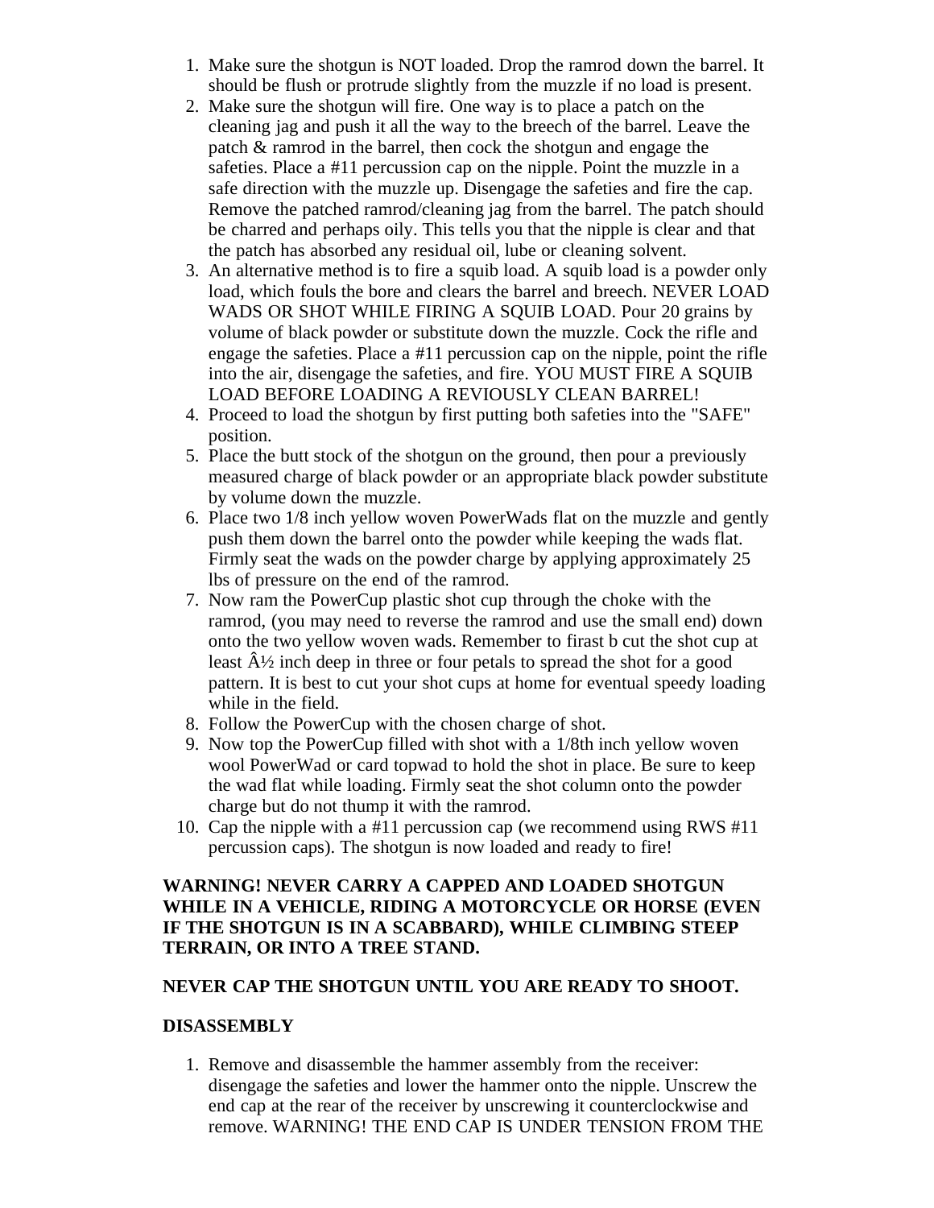1. Make sure the shotgun is NOT loaded. Drop the ramrod down the barrel. It should be flush or protrude slightly from the muzzle if no load is present.
2. Make sure the shotgun will fire. One way is to place a patch on the cleaning jag and push it all the way to the breech of the barrel. Leave the patch & ramrod in the barrel, then cock the shotgun and engage the safeties. Place a #11 percussion cap on the nipple. Point the muzzle in a safe direction with the muzzle up. Disengage the safeties and fire the cap. Remove the patched ramrod/cleaning jag from the barrel. The patch should be charred and perhaps oily. This tells you that the nipple is clear and that the patch has absorbed any residual oil, lube or cleaning solvent.
3. An alternative method is to fire a squib load. A squib load is a powder only load, which fouls the bore and clears the barrel and breech. NEVER LOAD WADS OR SHOT WHILE FIRING A SQUIB LOAD. Pour 20 grains by volume of black powder or substitute down the muzzle. Cock the rifle and engage the safeties. Place a #11 percussion cap on the nipple, point the rifle into the air, disengage the safeties, and fire. YOU MUST FIRE A SQUIB LOAD BEFORE LOADING A REVIOUSLY CLEAN BARREL!
4. Proceed to load the shotgun by first putting both safeties into the "SAFE" position.
5. Place the butt stock of the shotgun on the ground, then pour a previously measured charge of black powder or an appropriate black powder substitute by volume down the muzzle.
6. Place two 1/8 inch yellow woven PowerWads flat on the muzzle and gently push them down the barrel onto the powder while keeping the wads flat. Firmly seat the wads on the powder charge by applying approximately 25 lbs of pressure on the end of the ramrod.
7. Now ram the PowerCup plastic shot cup through the choke with the ramrod, (you may need to reverse the ramrod and use the small end) down onto the two yellow woven wads. Remember to firast b cut the shot cup at least Â½ inch deep in three or four petals to spread the shot for a good pattern. It is best to cut your shot cups at home for eventual speedy loading while in the field.
8. Follow the PowerCup with the chosen charge of shot.
9. Now top the PowerCup filled with shot with a 1/8th inch yellow woven wool PowerWad or card topwad to hold the shot in place. Be sure to keep the wad flat while loading. Firmly seat the shot column onto the powder charge but do not thump it with the ramrod.
10. Cap the nipple with a #11 percussion cap (we recommend using RWS #11 percussion caps). The shotgun is now loaded and ready to fire!

**WARNING! NEVER CARRY A CAPPED AND LOADED SHOTGUN WHILE IN A VEHICLE, RIDING A MOTORCYCLE OR HORSE (EVEN IF THE SHOTGUN IS IN A SCABBARD), WHILE CLIMBING STEEP TERRAIN, OR INTO A TREE STAND.**

**NEVER CAP THE SHOTGUN UNTIL YOU ARE READY TO SHOOT.**

**DISASSEMBLY**

1. Remove and disassemble the hammer assembly from the receiver: disengage the safeties and lower the hammer onto the nipple. Unscrew the end cap at the rear of the receiver by unscrewing it counterclockwise and remove. WARNING! THE END CAP IS UNDER TENSION FROM THE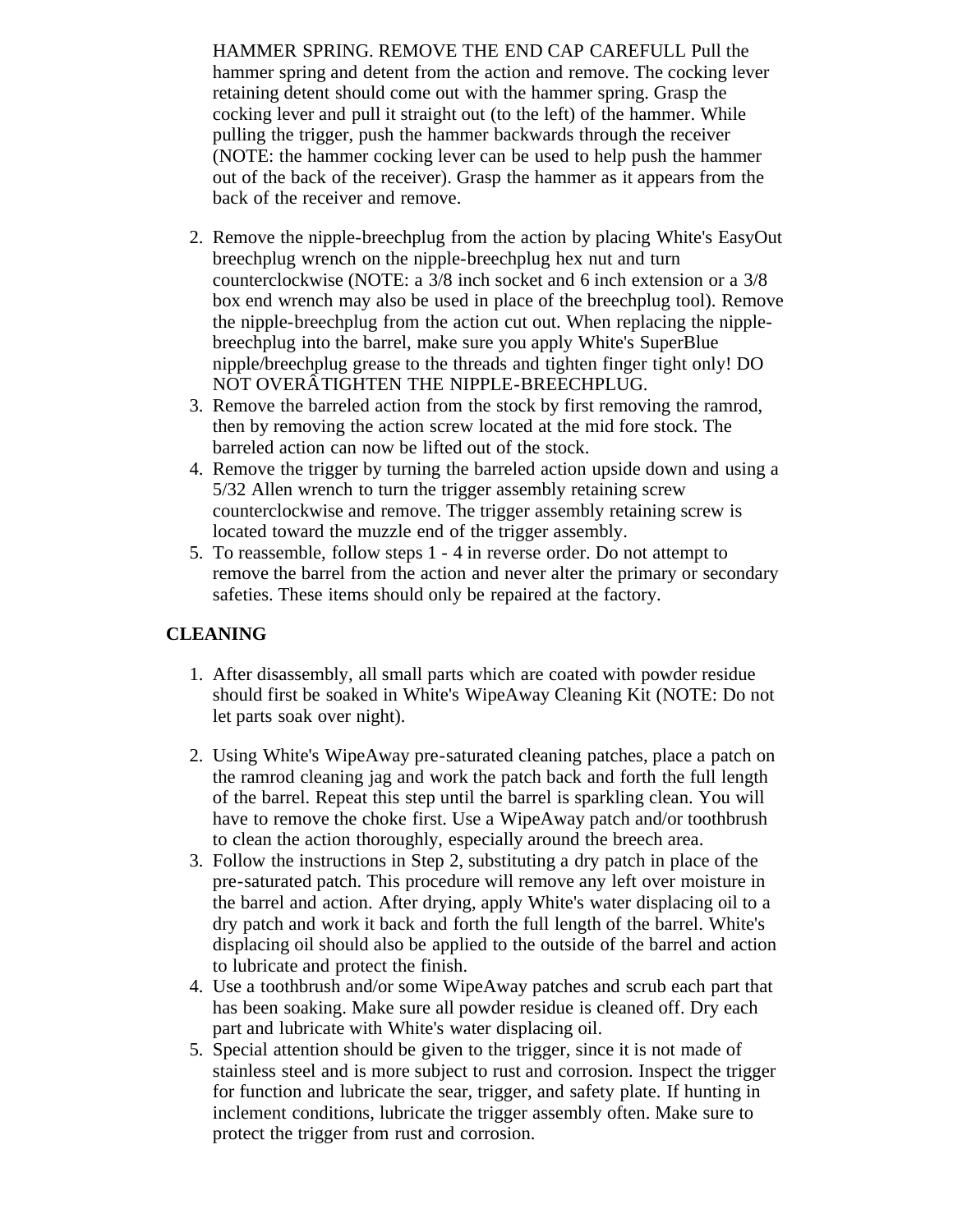HAMMER SPRING. REMOVE THE END CAP CAREFULL Pull the hammer spring and detent from the action and remove. The cocking lever retaining detent should come out with the hammer spring. Grasp the cocking lever and pull it straight out (to the left) of the hammer. While pulling the trigger, push the hammer backwards through the receiver (NOTE: the hammer cocking lever can be used to help push the hammer out of the back of the receiver). Grasp the hammer as it appears from the back of the receiver and remove.

2. Remove the nipple-breechplug from the action by placing White's EasyOut breechplug wrench on the nipple-breechplug hex nut and turn counterclockwise (NOTE: a 3/8 inch socket and 6 inch extension or a 3/8 box end wrench may also be used in place of the breechplug tool). Remove the nipple-breechplug from the action cut out. When replacing the nipple-breechplug into the barrel, make sure you apply White's SuperBlue nipple/breechplug grease to the threads and tighten finger tight only! DO NOT OVERÂTIGHTEN THE NIPPLE-BREECHPLUG.
3. Remove the barreled action from the stock by first removing the ramrod, then by removing the action screw located at the mid fore stock. The barreled action can now be lifted out of the stock.
4. Remove the trigger by turning the barreled action upside down and using a 5/32 Allen wrench to turn the trigger assembly retaining screw counterclockwise and remove. The trigger assembly retaining screw is located toward the muzzle end of the trigger assembly.
5. To reassemble, follow steps 1 - 4 in reverse order. Do not attempt to remove the barrel from the action and never alter the primary or secondary safeties. These items should only be repaired at the factory.

**CLEANING**

1. After disassembly, all small parts which are coated with powder residue should first be soaked in White's WipeAway Cleaning Kit (NOTE: Do not let parts soak over night).

2. Using White's WipeAway pre-saturated cleaning patches, place a patch on the ramrod cleaning jag and work the patch back and forth the full length of the barrel. Repeat this step until the barrel is sparkling clean. You will have to remove the choke first. Use a WipeAway patch and/or toothbrush to clean the action thoroughly, especially around the breech area.
3. Follow the instructions in Step 2, substituting a dry patch in place of the pre-saturated patch. This procedure will remove any left over moisture in the barrel and action. After drying, apply White's water displacing oil to a dry patch and work it back and forth the full length of the barrel. White's displacing oil should also be applied to the outside of the barrel and action to lubricate and protect the finish.
4. Use a toothbrush and/or some WipeAway patches and scrub each part that has been soaking. Make sure all powder residue is cleaned off. Dry each part and lubricate with White's water displacing oil.
5. Special attention should be given to the trigger, since it is not made of stainless steel and is more subject to rust and corrosion. Inspect the trigger for function and lubricate the sear, trigger, and safety plate. If hunting in inclement conditions, lubricate the trigger assembly often. Make sure to protect the trigger from rust and corrosion.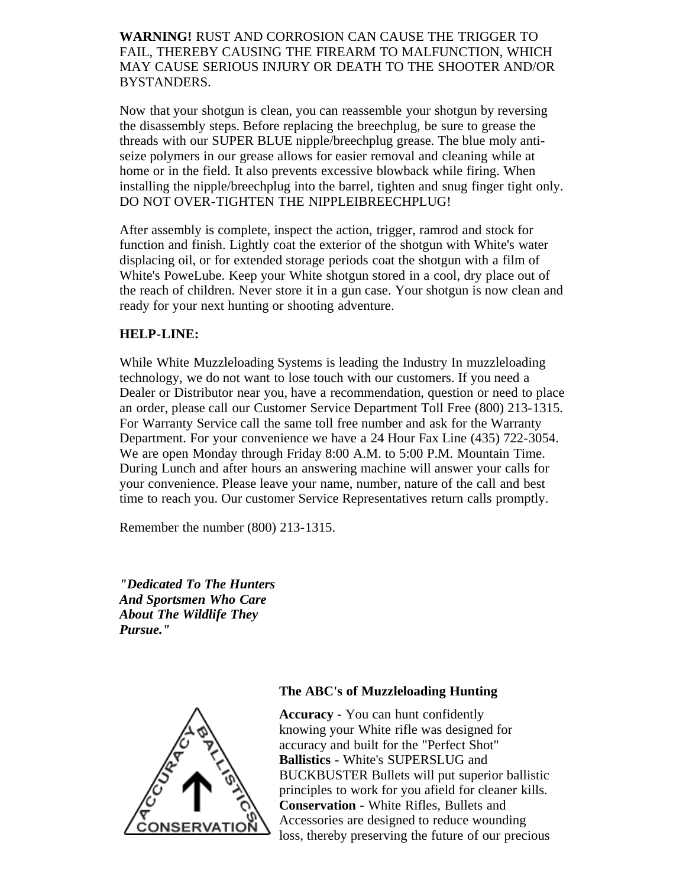**WARNING!** RUST AND CORROSION CAN CAUSE THE TRIGGER TO FAIL, THEREBY CAUSING THE FIREARM TO MALFUNCTION, WHICH MAY CAUSE SERIOUS INJURY OR DEATH TO THE SHOOTER AND/OR BYSTANDERS.

Now that your shotgun is clean, you can reassemble your shotgun by reversing the disassembly steps. Before replacing the breechplug, be sure to grease the threads with our SUPER BLUE nipple/breechplug grease. The blue moly anti-seize polymers in our grease allows for easier removal and cleaning while at home or in the field. It also prevents excessive blowback while firing. When installing the nipple/breechplug into the barrel, tighten and snug finger tight only. DO NOT OVER-TIGHTEN THE NIPPLEIBREECHPLUG!

After assembly is complete, inspect the action, trigger, ramrod and stock for function and finish. Lightly coat the exterior of the shotgun with White's water displacing oil, or for extended storage periods coat the shotgun with a film of White's PoweLube. Keep your White shotgun stored in a cool, dry place out of the reach of children. Never store it in a gun case. Your shotgun is now clean and ready for your next hunting or shooting adventure.

**HELP-LINE:**

While White Muzzleloading Systems is leading the Industry In muzzleloading technology, we do not want to lose touch with our customers. If you need a Dealer or Distributor near you, have a recommendation, question or need to place an order, please call our Customer Service Department Toll Free (800) 213-1315. For Warranty Service call the same toll free number and ask for the Warranty Department. For your convenience we have a 24 Hour Fax Line (435) 722-3054. We are open Monday through Friday 8:00 A.M. to 5:00 P.M. Mountain Time. During Lunch and after hours an answering machine will answer your calls for your convenience. Please leave your name, number, nature of the call and best time to reach you. Our customer Service Representatives return calls promptly.

Remember the number (800) 213-1315.

***"Dedicated To The Hunters And Sportsmen Who Care About The Wildlife They Pursue."***

**The ABC's of Muzzleloading Hunting**

**Accuracy -** You can hunt confidently knowing your White rifle was designed for accuracy and built for the "Perfect Shot"
**Ballistics -** White's SUPERSLUG and BUCKBUSTER Bullets will put superior ballistic principles to work for you afield for cleaner kills.
**Conservation -** White Rifles, Bullets and Accessories are designed to reduce wounding loss, thereby preserving the future of our precious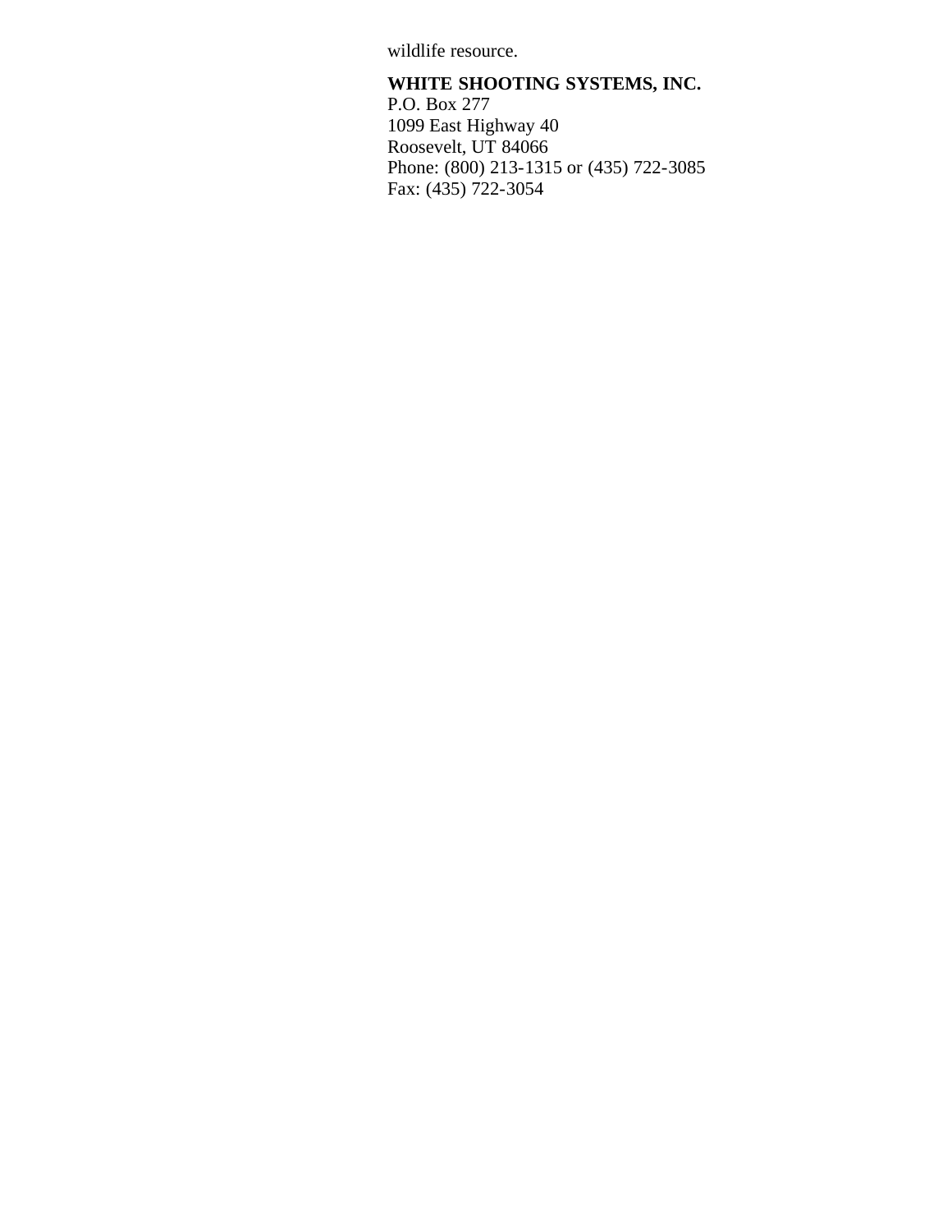wildlife resource.

**WHITE SHOOTING SYSTEMS, INC.**
P.O. Box 277
1099 East Highway 40
Roosevelt, UT 84066
Phone: (800) 213-1315 or (435) 722-3085
Fax: (435) 722-3054